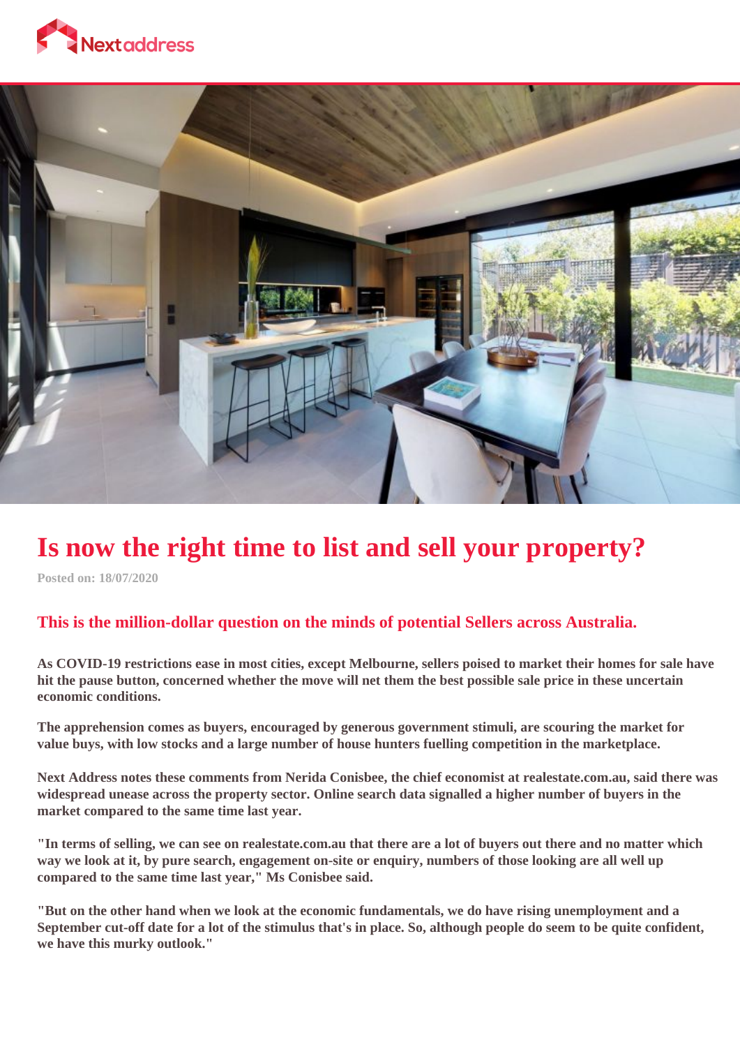# Is now the right time to list and sell your property?

Posted on: 18/07/2020

## This is the million-dollar question on the minds of potential Sellers across Australia.

**As COVID-19 restrictions ease in most cities, except Melbourne, sellers poised to market their homes for sale have hit the pause button, concerned whether the move will net them the best possible sale price in these uncertain economic conditions.**

**The apprehension comes as buyers, encouraged by generous government stimuli, are scouring the market for value buys, with low stocks and a large number of house hunters fuelling competition in the marketplace.**

**Next Address notes these comments from Nerida Conisbee, the chief economist at realestate.com.au, said there was widespread unease across the property sector. Online search data signalled a higher number of buyers in the market compared to the same time last year.**

**"In terms of selling, we can see on realestate.com.au that there are a lot of buyers out there and no matter which way we look at it, by pure search, engagement on-site or enquiry, numbers of those looking are all well up compared to the same time last year," Ms Conisbee said.**

**"But on the other hand when we look at the economic fundamentals, we do have rising unemployment and a September cut-off date for a lot of the stimulus that's in place. So, although people do seem to be quite confident, we have this murky outlook."**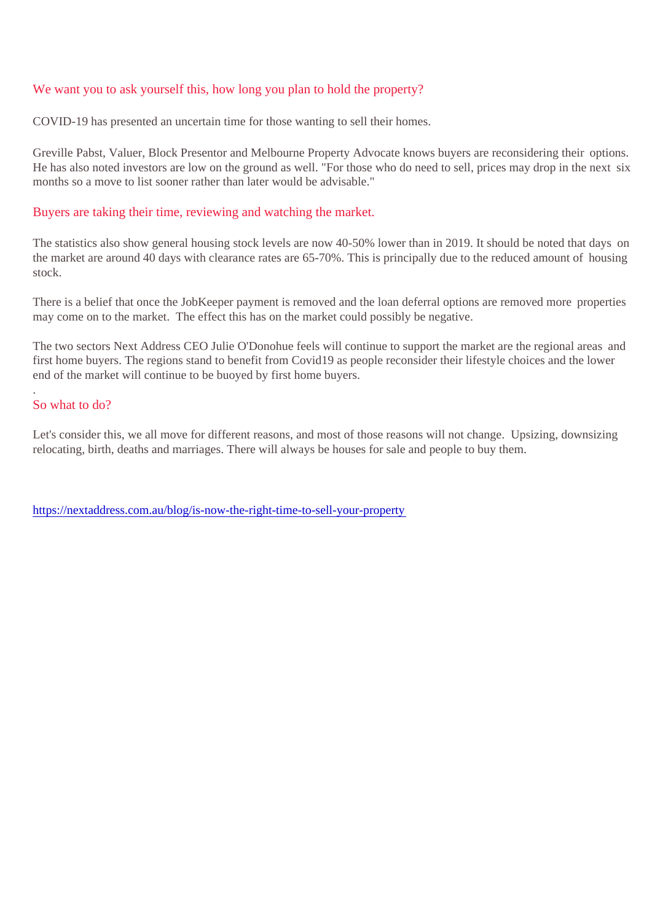## We want you to ask yourself this, how long you plan to hold the property?

COVID-19 has presented an uncertain time for those wanting to sell their homes.

Greville Pabst, Valuer, Block Presentor and Melbourne Property Advocate knows buyers are reconsidering their options. He has also noted investors are low on the ground as well. "For those who do need to sell, prices may drop in the next six months so a move to list sooner rather than later would be advisable."

## Buyers are taking their time, reviewing and watching the market.

The statistics also show general housing stock levels are now 40-50% lower than in 2019. It should be noted that days on the market are around 40 days with clearance rates are 65-70%. This is principally due to the reduced amount of housing stock.

There is a belief that once the JobKeeper payment is removed and the loan deferral options are removed more properties may come on to the market. The effect this has on the market could possibly be negative.

The two sectors Next Address CEO Julie O'Donohue feels will continue to support the market are the regional areas and first home buyers. The regions stand to benefit from Covid19 as people reconsider their lifestyle choices and the lower end of the market will continue to be buoyed by first home buyers.

.

## So what to do?

Let's consider this, we all move for different reasons, and most of those reasons will not change. Upsizing, downsizing relocating, birth, deaths and marriages. There will always be houses for sale and people to buy them.

https://nextaddress.com.au/blog/is-now-the-right-time-to-sell-your-property